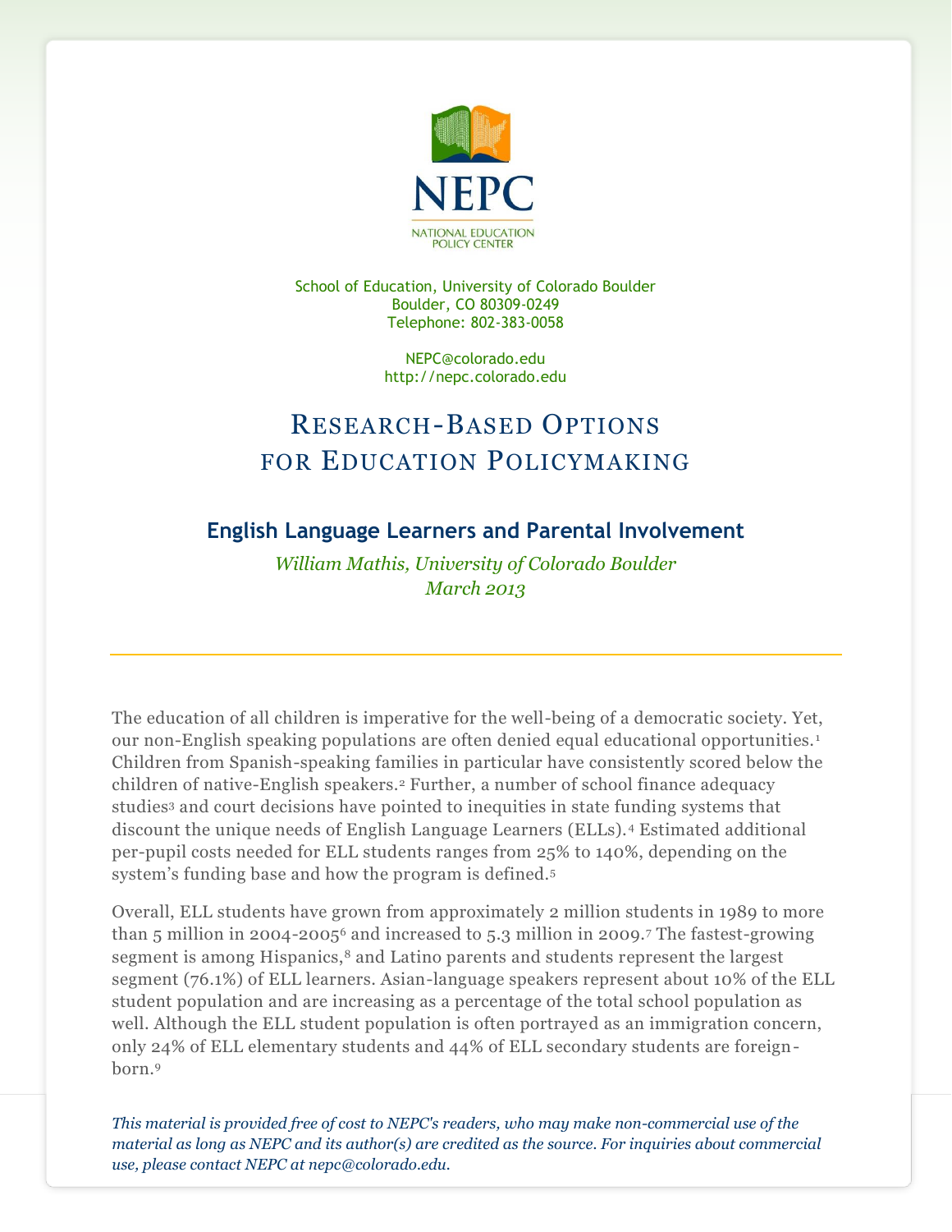# NEPC

NATIONAL EDUCATION POLICY CENTER

School of Education, University of Colorado Boulder
Boulder, CO 80309-0249
Telephone: 802-383-0058

NEPC@colorado.edu
http://nepc.colorado.edu

## Research-Based Options for Education Policymaking

### English Language Learners and Parental Involvement

*William Mathis, University of Colorado Boulder*
*March 2013*

---

The education of all children is imperative for the well-being of a democratic society. Yet, our non-English speaking populations are often denied equal educational opportunities.[1] Children from Spanish-speaking families in particular have consistently scored below the children of native-English speakers.[2] Further, a number of school finance adequacy studies[3] and court decisions have pointed to inequities in state funding systems that discount the unique needs of English Language Learners (ELLs).[4] Estimated additional per-pupil costs needed for ELL students ranges from 25% to 140%, depending on the system's funding base and how the program is defined.[5]

Overall, ELL students have grown from approximately 2 million students in 1989 to more than 5 million in 2004-2005[6] and increased to 5.3 million in 2009.[7] The fastest-growing segment is among Hispanics,[8] and Latino parents and students represent the largest segment (76.1%) of ELL learners. Asian-language speakers represent about 10% of the ELL student population and are increasing as a percentage of the total school population as well. Although the ELL student population is often portrayed as an immigration concern, only 24% of ELL elementary students and 44% of ELL secondary students are foreign-born.[9]

*This material is provided free of cost to NEPC's readers, who may make non-commercial use of the material as long as NEPC and its author(s) are credited as the source. For inquiries about commercial use, please contact NEPC at nepc@colorado.edu.*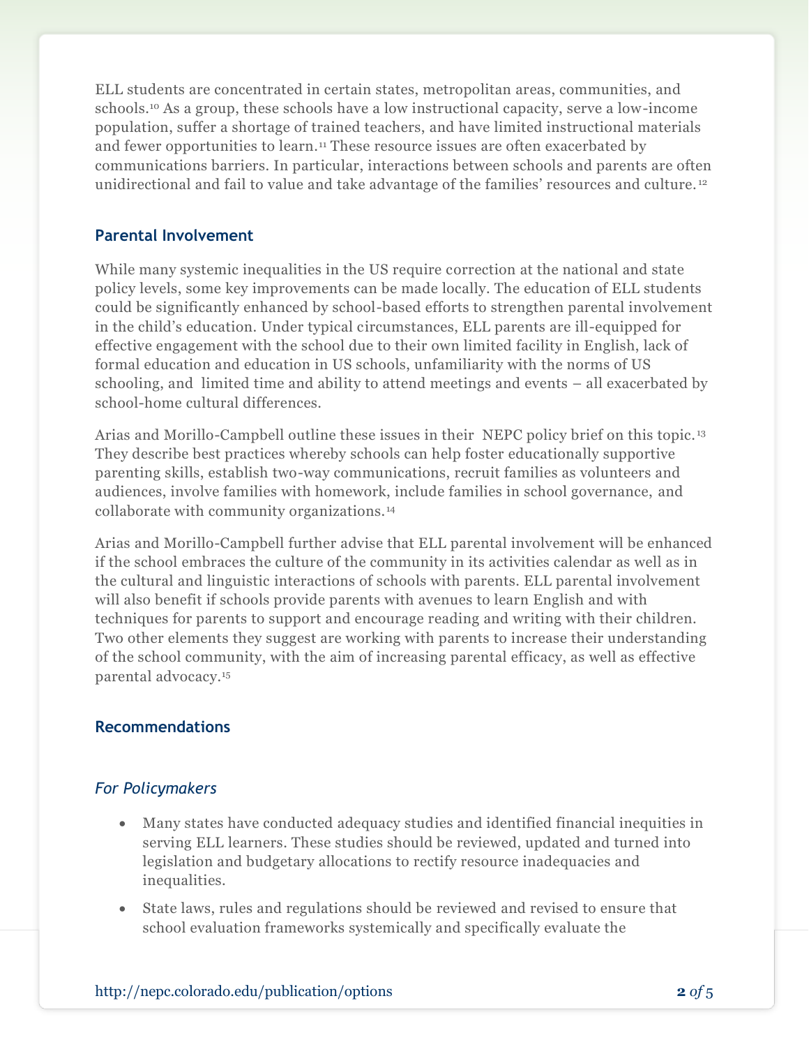ELL students are concentrated in certain states, metropolitan areas, communities, and schools.[10] As a group, these schools have a low instructional capacity, serve a low-income population, suffer a shortage of trained teachers, and have limited instructional materials and fewer opportunities to learn.[11] These resource issues are often exacerbated by communications barriers. In particular, interactions between schools and parents are often unidirectional and fail to value and take advantage of the families' resources and culture.[12]

## Parental Involvement

While many systemic inequalities in the US require correction at the national and state policy levels, some key improvements can be made locally. The education of ELL students could be significantly enhanced by school-based efforts to strengthen parental involvement in the child's education. Under typical circumstances, ELL parents are ill-equipped for effective engagement with the school due to their own limited facility in English, lack of formal education and education in US schools, unfamiliarity with the norms of US schooling, and limited time and ability to attend meetings and events – all exacerbated by school-home cultural differences.

Arias and Morillo-Campbell outline these issues in their NEPC policy brief on this topic.[13] They describe best practices whereby schools can help foster educationally supportive parenting skills, establish two-way communications, recruit families as volunteers and audiences, involve families with homework, include families in school governance, and collaborate with community organizations.[14]

Arias and Morillo-Campbell further advise that ELL parental involvement will be enhanced if the school embraces the culture of the community in its activities calendar as well as in the cultural and linguistic interactions of schools with parents. ELL parental involvement will also benefit if schools provide parents with avenues to learn English and with techniques for parents to support and encourage reading and writing with their children. Two other elements they suggest are working with parents to increase their understanding of the school community, with the aim of increasing parental efficacy, as well as effective parental advocacy.[15]

## Recommendations

### *For Policymakers*

- Many states have conducted adequacy studies and identified financial inequities in serving ELL learners. These studies should be reviewed, updated and turned into legislation and budgetary allocations to rectify resource inadequacies and inequalities.
- State laws, rules and regulations should be reviewed and revised to ensure that school evaluation frameworks systemically and specifically evaluate the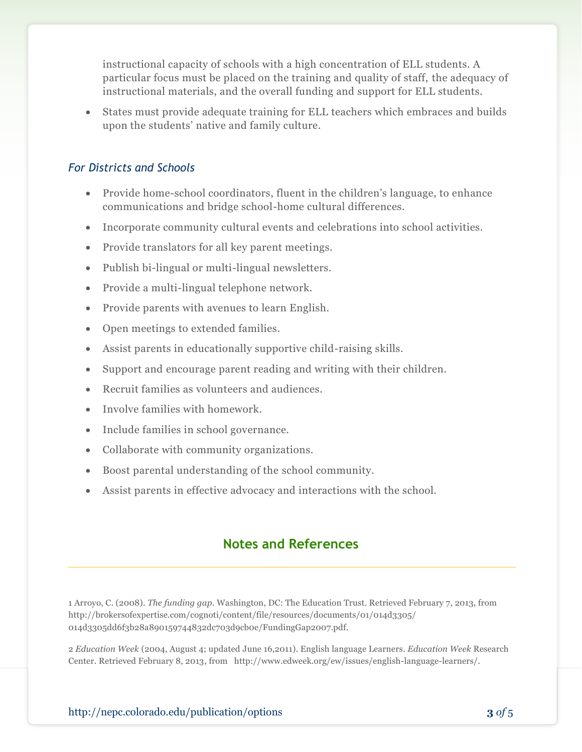instructional capacity of schools with a high concentration of ELL students. A particular focus must be placed on the training and quality of staff, the adequacy of instructional materials, and the overall funding and support for ELL students.

- States must provide adequate training for ELL teachers which embraces and builds upon the students' native and family culture.

### *For Districts and Schools*

- Provide home-school coordinators, fluent in the children's language, to enhance communications and bridge school-home cultural differences.
- Incorporate community cultural events and celebrations into school activities.
- Provide translators for all key parent meetings.
- Publish bi-lingual or multi-lingual newsletters.
- Provide a multi-lingual telephone network.
- Provide parents with avenues to learn English.
- Open meetings to extended families.
- Assist parents in educationally supportive child-raising skills.
- Support and encourage parent reading and writing with their children.
- Recruit families as volunteers and audiences.
- Involve families with homework.
- Include families in school governance.
- Collaborate with community organizations.
- Boost parental understanding of the school community.
- Assist parents in effective advocacy and interactions with the school.

## Notes and References

1 Arroyo, C. (2008). *The funding gap*. Washington, DC: The Education Trust. Retrieved February 7, 2013, from http://brokersofexpertise.com/cognoti/content/file/resources/documents/01/014d3305/014d3305dd6f3b28a890159744832dc703d9cb0e/FundingGap2007.pdf.

2 *Education Week* (2004, August 4; updated June 16,2011). English language Learners. *Education Week* Research Center. Retrieved February 8, 2013, from http://www.edweek.org/ew/issues/english-language-learners/.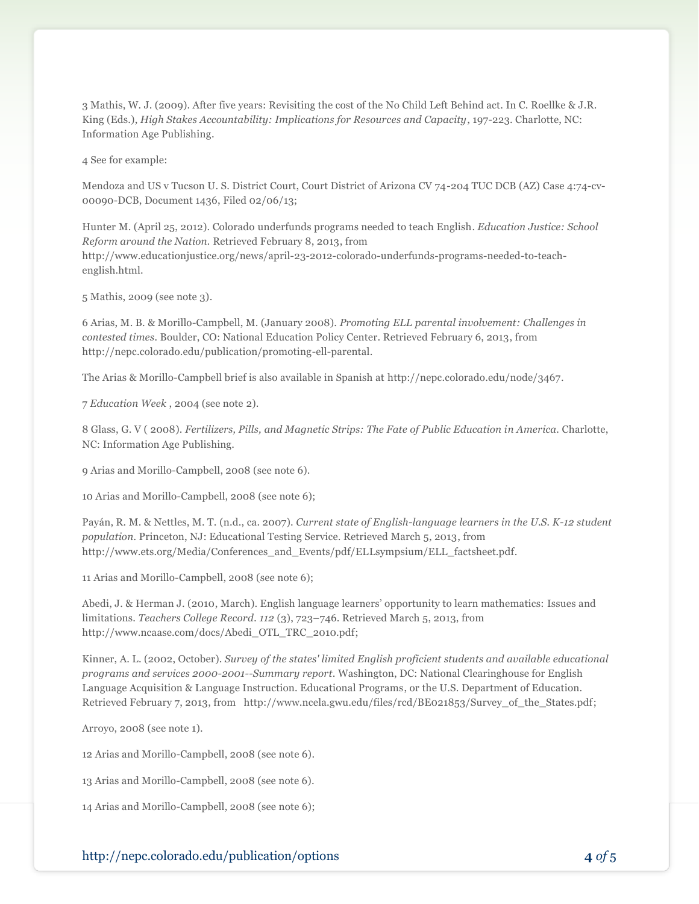3 Mathis, W. J. (2009). After five years: Revisiting the cost of the No Child Left Behind act. In C. Roellke & J.R. King (Eds.), *High Stakes Accountability: Implications for Resources and Capacity*, 197-223. Charlotte, NC: Information Age Publishing.

4 See for example:

Mendoza and US v Tucson U. S. District Court, Court District of Arizona CV 74-204 TUC DCB (AZ) Case 4:74-cv-00090-DCB, Document 1436, Filed 02/06/13;

Hunter M. (April 25, 2012). Colorado underfunds programs needed to teach English. *Education Justice: School Reform around the Nation*. Retrieved February 8, 2013, from http://www.educationjustice.org/news/april-23-2012-colorado-underfunds-programs-needed-to-teach-english.html.

5 Mathis, 2009 (see note 3).

6 Arias, M. B. & Morillo-Campbell, M. (January 2008). *Promoting ELL parental involvement: Challenges in contested times*. Boulder, CO: National Education Policy Center. Retrieved February 6, 2013, from http://nepc.colorado.edu/publication/promoting-ell-parental.

The Arias & Morillo-Campbell brief is also available in Spanish at http://nepc.colorado.edu/node/3467.

7 *Education Week* , 2004 (see note 2).

8 Glass, G. V ( 2008). *Fertilizers, Pills, and Magnetic Strips: The Fate of Public Education in America*. Charlotte, NC: Information Age Publishing.

9 Arias and Morillo-Campbell, 2008 (see note 6).

10 Arias and Morillo-Campbell, 2008 (see note 6);

Payán, R. M. & Nettles, M. T. (n.d., ca. 2007). *Current state of English-language learners in the U.S. K-12 student population*. Princeton, NJ: Educational Testing Service. Retrieved March 5, 2013, from http://www.ets.org/Media/Conferences_and_Events/pdf/ELLsympsium/ELL_factsheet.pdf.

11 Arias and Morillo-Campbell, 2008 (see note 6);

Abedi, J. & Herman J. (2010, March). English language learners' opportunity to learn mathematics: Issues and limitations. *Teachers College Record*. *112* (3), 723–746. Retrieved March 5, 2013, from http://www.ncaase.com/docs/Abedi_OTL_TRC_2010.pdf;

Kinner, A. L. (2002, October). *Survey of the states' limited English proficient students and available educational programs and services 2000-2001--Summary report*. Washington, DC: National Clearinghouse for English Language Acquisition & Language Instruction. Educational Programs, or the U.S. Department of Education. Retrieved February 7, 2013, from http://www.ncela.gwu.edu/files/rcd/BE021853/Survey_of_the_States.pdf;

Arroyo, 2008 (see note 1).

12 Arias and Morillo-Campbell, 2008 (see note 6).

13 Arias and Morillo-Campbell, 2008 (see note 6).

14 Arias and Morillo-Campbell, 2008 (see note 6);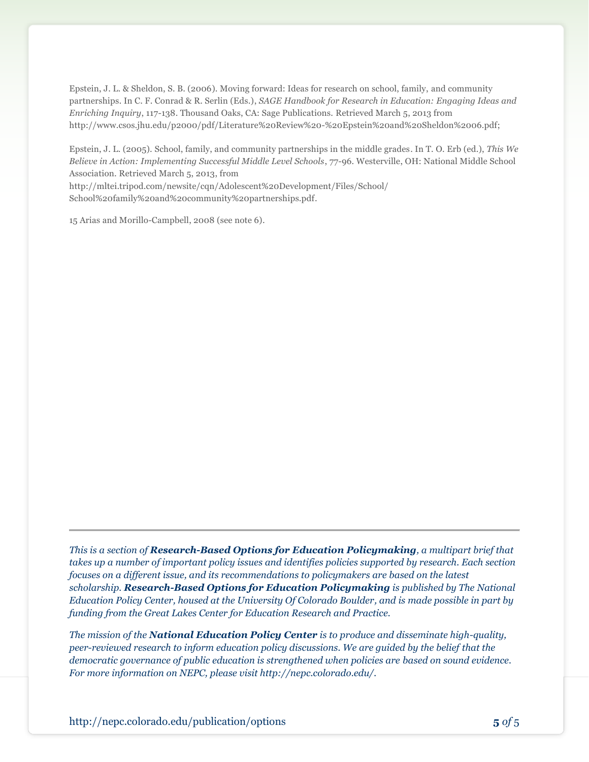Epstein, J. L. & Sheldon, S. B. (2006). Moving forward: Ideas for research on school, family, and community partnerships. In C. F. Conrad & R. Serlin (Eds.), *SAGE Handbook for Research in Education: Engaging Ideas and Enriching Inquiry*, 117-138. Thousand Oaks, CA: Sage Publications. Retrieved March 5, 2013 from http://www.csos.jhu.edu/p2000/pdf/Literature%20Review%20-%20Epstein%20and%20Sheldon%2006.pdf;

Epstein, J. L. (2005). School, family, and community partnerships in the middle grades. In T. O. Erb (ed.), *This We Believe in Action: Implementing Successful Middle Level Schools*, 77-96. Westerville, OH: National Middle School Association. Retrieved March 5, 2013, from http://mltei.tripod.com/newsite/cqn/Adolescent%20Development/Files/School/School%20family%20and%20community%20partnerships.pdf.

15 Arias and Morillo-Campbell, 2008 (see note 6).

---

*This is a section of **Research-Based Options for Education Policymaking**, a multipart brief that takes up a number of important policy issues and identifies policies supported by research. Each section focuses on a different issue, and its recommendations to policymakers are based on the latest scholarship. **Research-Based Options for Education Policymaking** is published by The National Education Policy Center, housed at the University Of Colorado Boulder, and is made possible in part by funding from the Great Lakes Center for Education Research and Practice.*

*The mission of the **National Education Policy Center** is to produce and disseminate high-quality, peer-reviewed research to inform education policy discussions. We are guided by the belief that the democratic governance of public education is strengthened when policies are based on sound evidence. For more information on NEPC, please visit http://nepc.colorado.edu/.*